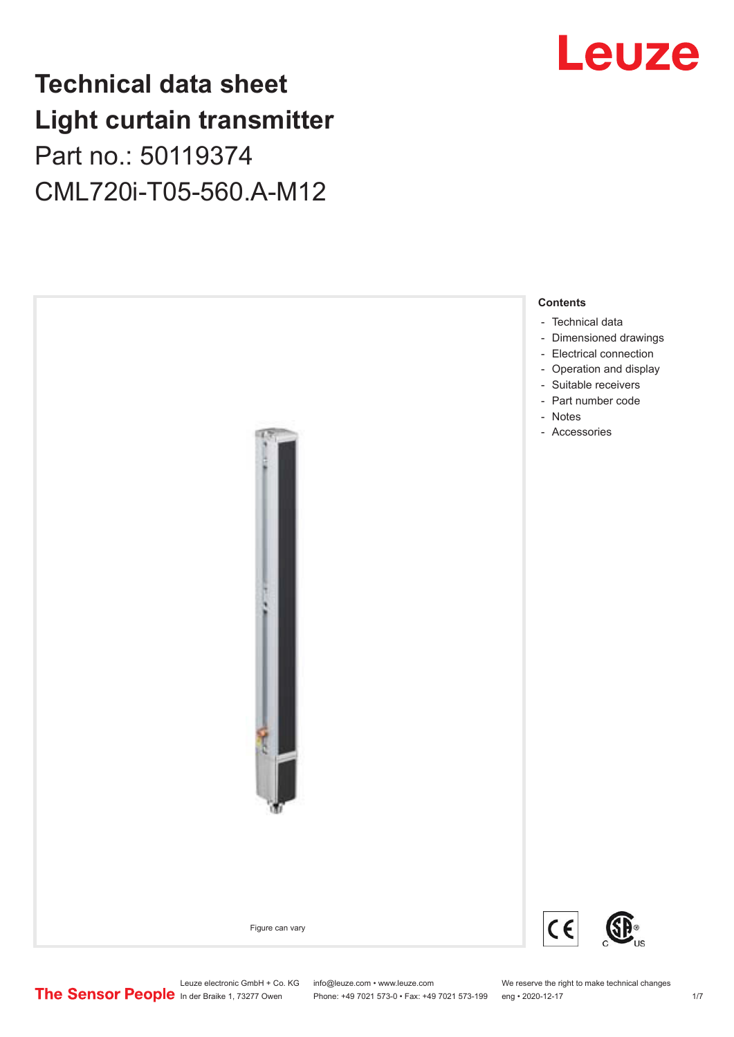# Technical data sheet
# Light curtain transmitter
## Part no.: 50119374
## CML720i-T05-560.A-M12

Figure can vary

**Contents**

- Technical data
- Dimensioned drawings
- Electrical connection
- Operation and display
- Suitable receivers
- Part number code
- Notes
- Accessories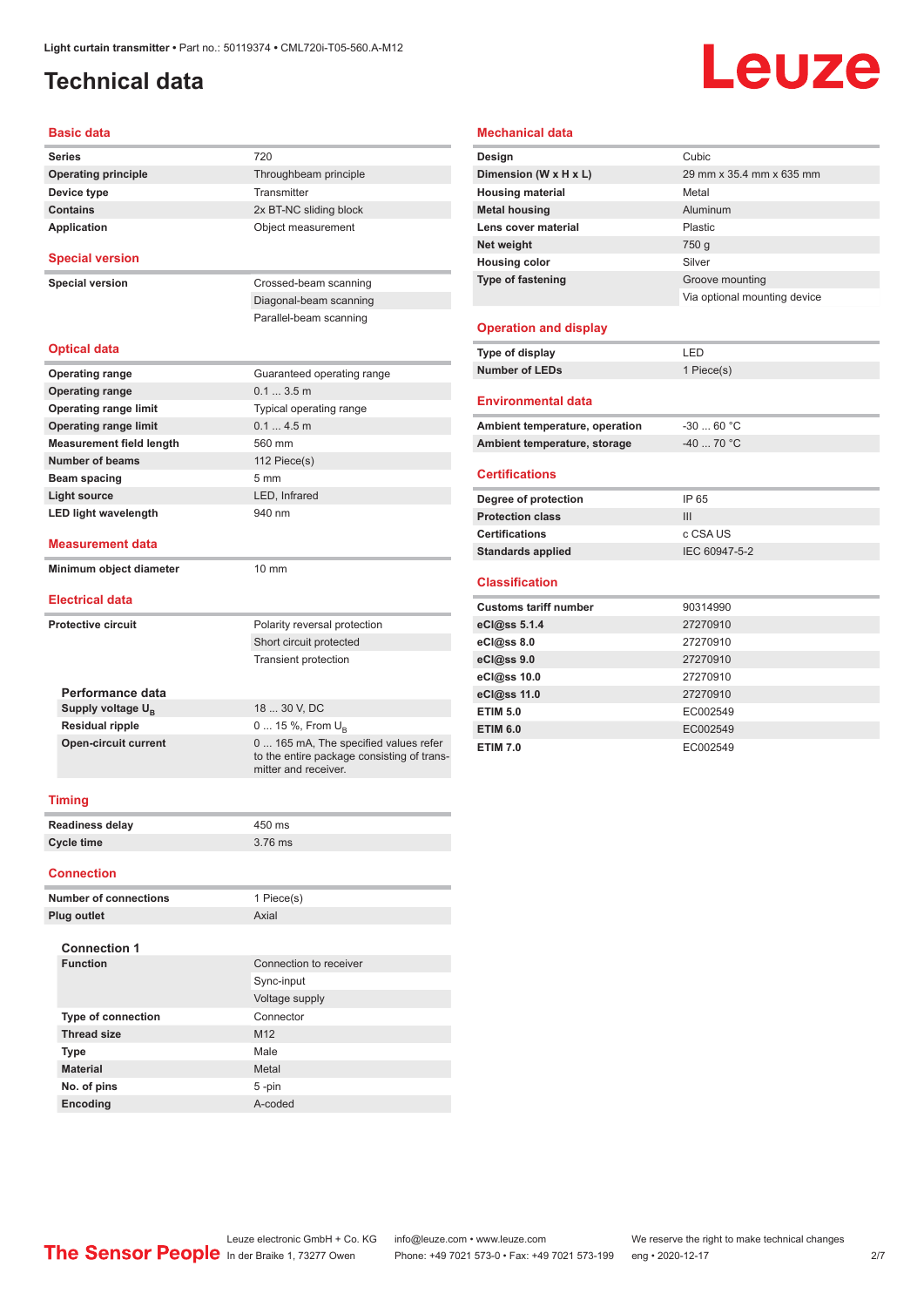Light curtain transmitter • Part no.: 50119374 • CML720i-T05-560.A-M12

# Technical data

## Basic data

| | |
|---|---|
| **Series** | 720 |
| **Operating principle** | Throughbeam principle |
| **Device type** | Transmitter |
| **Contains** | 2x BT-NC sliding block |
| **Application** | Object measurement |

## Special version

| | |
|---|---|
| **Special version** | Crossed-beam scanning |
| | Diagonal-beam scanning |
| | Parallel-beam scanning |

## Optical data

| | |
|---|---|
| **Operating range** | Guaranteed operating range |
| **Operating range** | 0.1 ... 3.5 m |
| **Operating range limit** | Typical operating range |
| **Operating range limit** | 0.1 ... 4.5 m |
| **Measurement field length** | 560 mm |
| **Number of beams** | 112 Piece(s) |
| **Beam spacing** | 5 mm |
| **Light source** | LED, Infrared |
| **LED light wavelength** | 940 nm |

## Measurement data

| | |
|---|---|
| **Minimum object diameter** | 10 mm |

## Electrical data

| | |
|---|---|
| **Protective circuit** | Polarity reversal protection |
| | Short circuit protected |
| | Transient protection |

### Performance data

| | |
|---|---|
| **Supply voltage $U_B$** | 18 ... 30 V, DC |
| **Residual ripple** | 0 ... 15 %, From $U_B$ |
| **Open-circuit current** | 0 ... 165 mA, The specified values refer to the entire package consisting of transmitter and receiver. |

## Timing

| | |
|---|---|
| **Readiness delay** | 450 ms |
| **Cycle time** | 3.76 ms |

## Connection

| | |
|---|---|
| **Number of connections** | 1 Piece(s) |
| **Plug outlet** | Axial |

### Connection 1

| | |
|---|---|
| **Function** | Connection to receiver |
| | Sync-input |
| | Voltage supply |
| **Type of connection** | Connector |
| **Thread size** | M12 |
| **Type** | Male |
| **Material** | Metal |
| **No. of pins** | 5 -pin |
| **Encoding** | A-coded |

## Mechanical data

| | |
|---|---|
| **Design** | Cubic |
| **Dimension (W x H x L)** | 29 mm x 35.4 mm x 635 mm |
| **Housing material** | Metal |
| **Metal housing** | Aluminum |
| **Lens cover material** | Plastic |
| **Net weight** | 750 g |
| **Housing color** | Silver |
| **Type of fastening** | Groove mounting |
| | Via optional mounting device |

## Operation and display

| | |
|---|---|
| **Type of display** | LED |
| **Number of LEDs** | 1 Piece(s) |

## Environmental data

| | |
|---|---|
| **Ambient temperature, operation** | -30 ... 60 °C |
| **Ambient temperature, storage** | -40 ... 70 °C |

## Certifications

| | |
|---|---|
| **Degree of protection** | IP 65 |
| **Protection class** | III |
| **Certifications** | c CSA US |
| **Standards applied** | IEC 60947-5-2 |

## Classification

| | |
|---|---|
| **Customs tariff number** | 90314990 |
| **eCl@ss 5.1.4** | 27270910 |
| **eCl@ss 8.0** | 27270910 |
| **eCl@ss 9.0** | 27270910 |
| **eCl@ss 10.0** | 27270910 |
| **eCl@ss 11.0** | 27270910 |
| **ETIM 5.0** | EC002549 |
| **ETIM 6.0** | EC002549 |
| **ETIM 7.0** | EC002549 |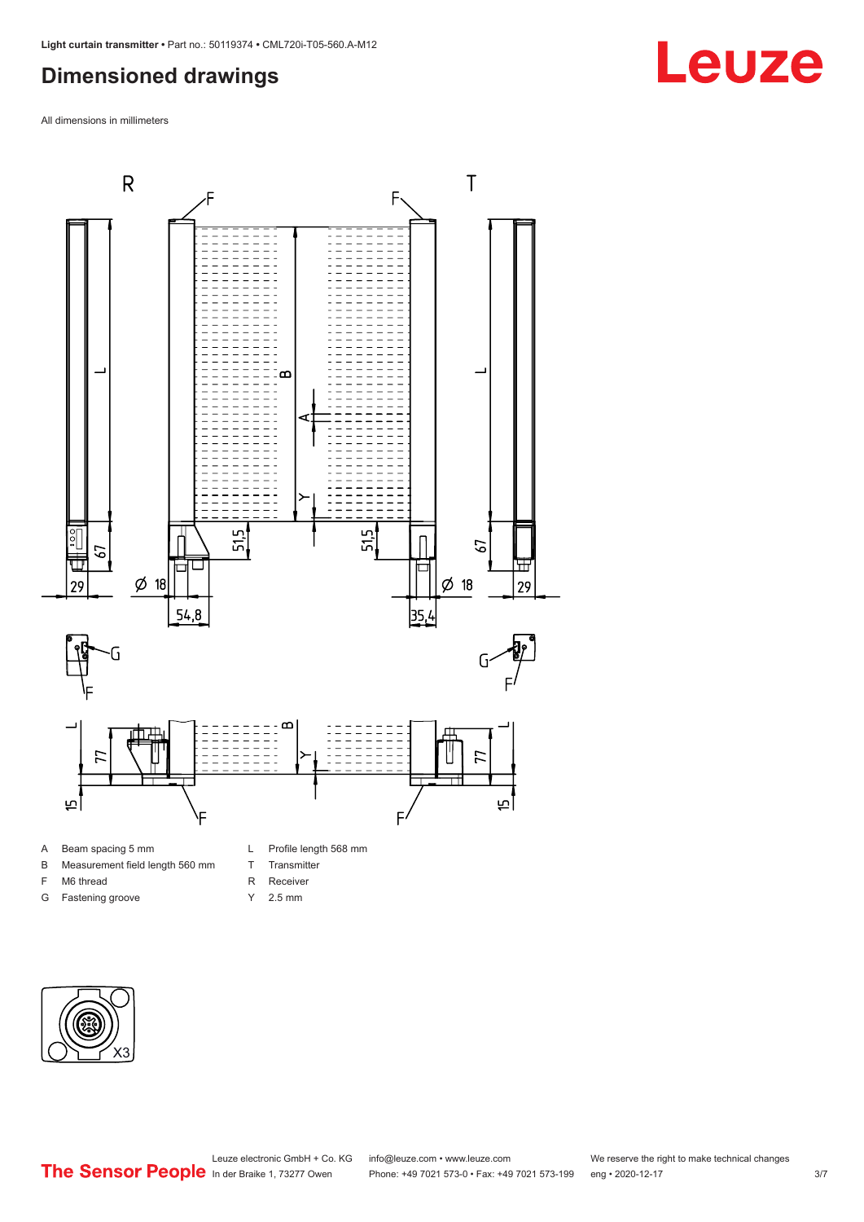## Dimensioned drawings

All dimensions in millimeters

| | | | |
|---|---|---|---|
| A | Beam spacing 5 mm | L | Profile length 568 mm |
| B | Measurement field length 560 mm | T | Transmitter |
| F | M6 thread | R | Receiver |
| G | Fastening groove | Y | 2.5 mm |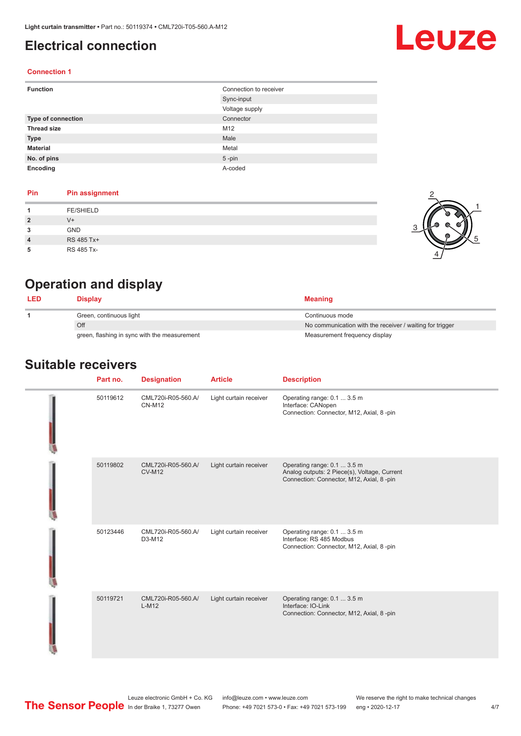# Electrical connection

### Connection 1

| Function | Connection to receiver |
|---|---|
| | Sync-input |
| | Voltage supply |
| Type of connection | Connector |
| Thread size | M12 |
| Type | Male |
| Material | Metal |
| No. of pins | 5 -pin |
| Encoding | A-coded |

| Pin | Pin assignment |
|---|---|
| 1 | FE/SHIELD |
| 2 | V+ |
| 3 | GND |
| 4 | RS 485 Tx+ |
| 5 | RS 485 Tx- |

# Operation and display

| LED | Display | Meaning |
|---|---|---|
| 1 | Green, continuous light | Continuous mode |
| | Off | No communication with the receiver / waiting for trigger |
| | green, flashing in sync with the measurement | Measurement frequency display |

# Suitable receivers

| Part no. | Designation | Article | Description |
|---|---|---|---|
| 50119612 | CML720i-R05-560.A/CN-M12 | Light curtain receiver | Operating range: 0.1 ... 3.5 m<br>Interface: CANopen<br>Connection: Connector, M12, Axial, 8 -pin |
| 50119802 | CML720i-R05-560.A/CV-M12 | Light curtain receiver | Operating range: 0.1 ... 3.5 m<br>Analog outputs: 2 Piece(s), Voltage, Current<br>Connection: Connector, M12, Axial, 8 -pin |
| 50123446 | CML720i-R05-560.A/D3-M12 | Light curtain receiver | Operating range: 0.1 ... 3.5 m<br>Interface: RS 485 Modbus<br>Connection: Connector, M12, Axial, 8 -pin |
| 50119721 | CML720i-R05-560.A/L-M12 | Light curtain receiver | Operating range: 0.1 ... 3.5 m<br>Interface: IO-Link<br>Connection: Connector, M12, Axial, 8 -pin |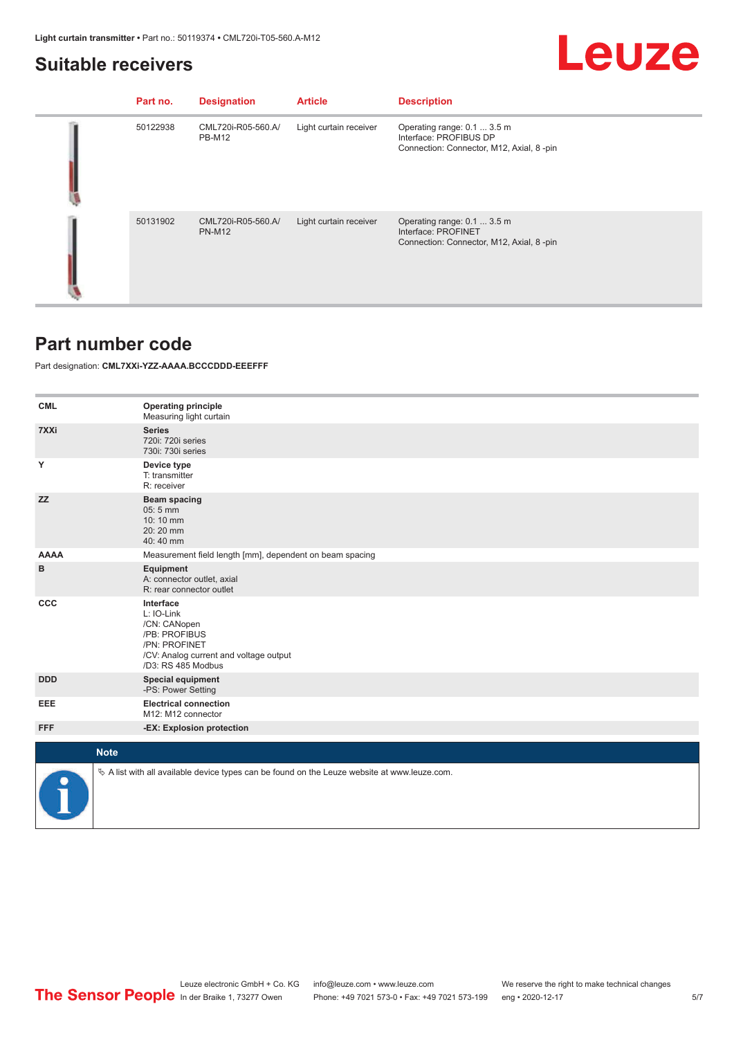## Suitable receivers

| Part no. | Designation | Article | Description |
|---|---|---|---|
| 50122938 | CML720i-R05-560.A/PB-M12 | Light curtain receiver | Operating range: 0.1 ... 3.5 m<br>Interface: PROFIBUS DP<br>Connection: Connector, M12, Axial, 8 -pin |
| 50131902 | CML720i-R05-560.A/PN-M12 | Light curtain receiver | Operating range: 0.1 ... 3.5 m<br>Interface: PROFINET<br>Connection: Connector, M12, Axial, 8 -pin |

## Part number code

Part designation: **CML7XXi-YZZ-AAAA.BCCCDDD-EEEFFF**

| | |
|---|---|
| **CML** | **Operating principle**<br>Measuring light curtain |
| **7XXi** | **Series**<br>720i: 720i series<br>730i: 730i series |
| **Y** | **Device type**<br>T: transmitter<br>R: receiver |
| **ZZ** | **Beam spacing**<br>05: 5 mm<br>10: 10 mm<br>20: 20 mm<br>40: 40 mm |
| **AAAA** | Measurement field length [mm], dependent on beam spacing |
| **B** | **Equipment**<br>A: connector outlet, axial<br>R: rear connector outlet |
| **CCC** | **Interface**<br>L: IO-Link<br>/CN: CANopen<br>/PB: PROFIBUS<br>/PN: PROFINET<br>/CV: Analog current and voltage output<br>/D3: RS 485 Modbus |
| **DDD** | **Special equipment**<br>-PS: Power Setting |
| **EEE** | **Electrical connection**<br>M12: M12 connector |
| **FFF** | **-EX: Explosion protection** |

**Note**

↳ A list with all available device types can be found on the Leuze website at www.leuze.com.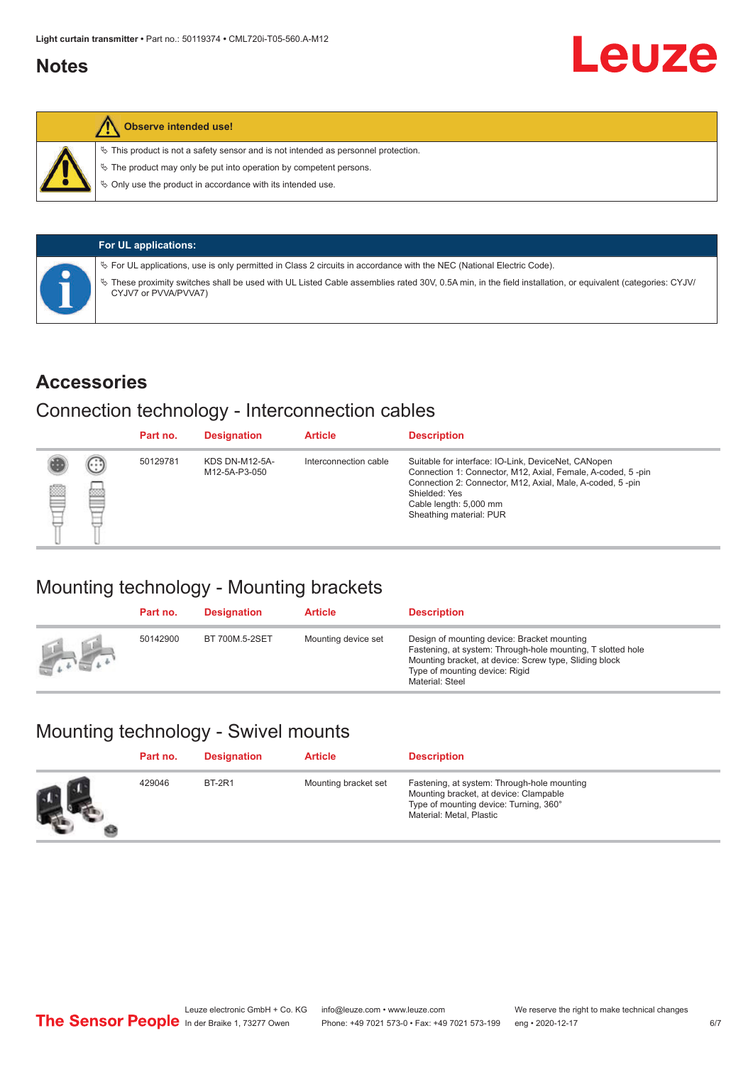## Notes

**Observe intended use!**

- This product is not a safety sensor and is not intended as personnel protection.
- The product may only be put into operation by competent persons.
- Only use the product in accordance with its intended use.

**For UL applications:**

- For UL applications, use is only permitted in Class 2 circuits in accordance with the NEC (National Electric Code).
- These proximity switches shall be used with UL Listed Cable assemblies rated 30V, 0.5A min, in the field installation, or equivalent (categories: CYJV/CYJV7 or PVVA/PVVA7)

## Accessories

### Connection technology - Interconnection cables

| Part no. | Designation | Article | Description |
| --- | --- | --- | --- |
| 50129781 | KDS DN-M12-5A-M12-5A-P3-050 | Interconnection cable | Suitable for interface: IO-Link, DeviceNet, CANopen<br>Connection 1: Connector, M12, Axial, Female, A-coded, 5 -pin<br>Connection 2: Connector, M12, Axial, Male, A-coded, 5 -pin<br>Shielded: Yes<br>Cable length: 5,000 mm<br>Sheathing material: PUR |

### Mounting technology - Mounting brackets

| Part no. | Designation | Article | Description |
| --- | --- | --- | --- |
| 50142900 | BT 700M.5-2SET | Mounting device set | Design of mounting device: Bracket mounting<br>Fastening, at system: Through-hole mounting, T slotted hole<br>Mounting bracket, at device: Screw type, Sliding block<br>Type of mounting device: Rigid<br>Material: Steel |

### Mounting technology - Swivel mounts

| Part no. | Designation | Article | Description |
| --- | --- | --- | --- |
| 429046 | BT-2R1 | Mounting bracket set | Fastening, at system: Through-hole mounting<br>Mounting bracket, at device: Clampable<br>Type of mounting device: Turning, 360°<br>Material: Metal, Plastic |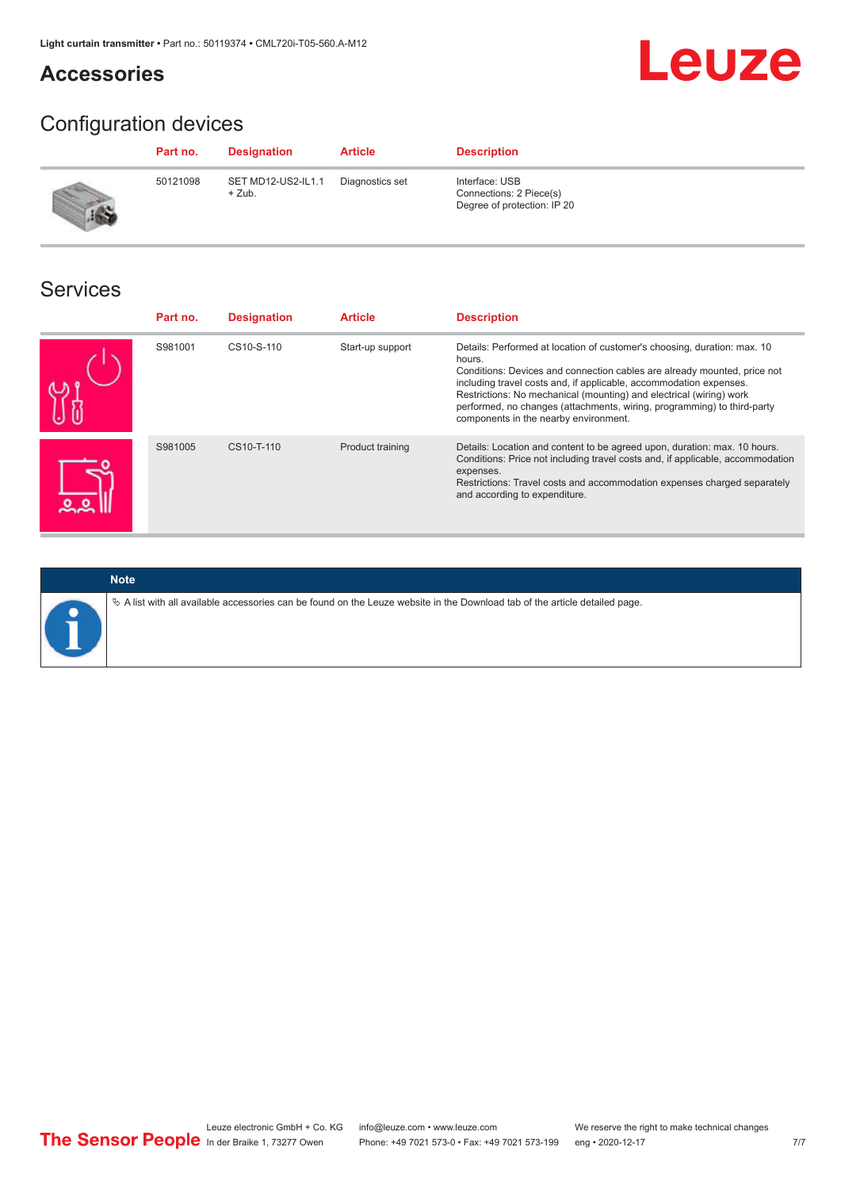# Accessories

## Configuration devices

| | Part no. | Designation | Article | Description |
|---|---|---|---|---|
| | 50121098 | SET MD12-US2-IL1.1 + Zub. | Diagnostics set | Interface: USB<br>Connections: 2 Piece(s)<br>Degree of protection: IP 20 |

## Services

| | Part no. | Designation | Article | Description |
|---|---|---|---|---|
| | S981001 | CS10-S-110 | Start-up support | Details: Performed at location of customer's choosing, duration: max. 10 hours.<br>Conditions: Devices and connection cables are already mounted, price not including travel costs and, if applicable, accommodation expenses.<br>Restrictions: No mechanical (mounting) and electrical (wiring) work performed, no changes (attachments, wiring, programming) to third-party components in the nearby environment. |
| | S981005 | CS10-T-110 | Product training | Details: Location and content to be agreed upon, duration: max. 10 hours.<br>Conditions: Price not including travel costs and, if applicable, accommodation expenses.<br>Restrictions: Travel costs and accommodation expenses charged separately and according to expenditure. |

**Note**

↳ A list with all available accessories can be found on the Leuze website in the Download tab of the article detailed page.